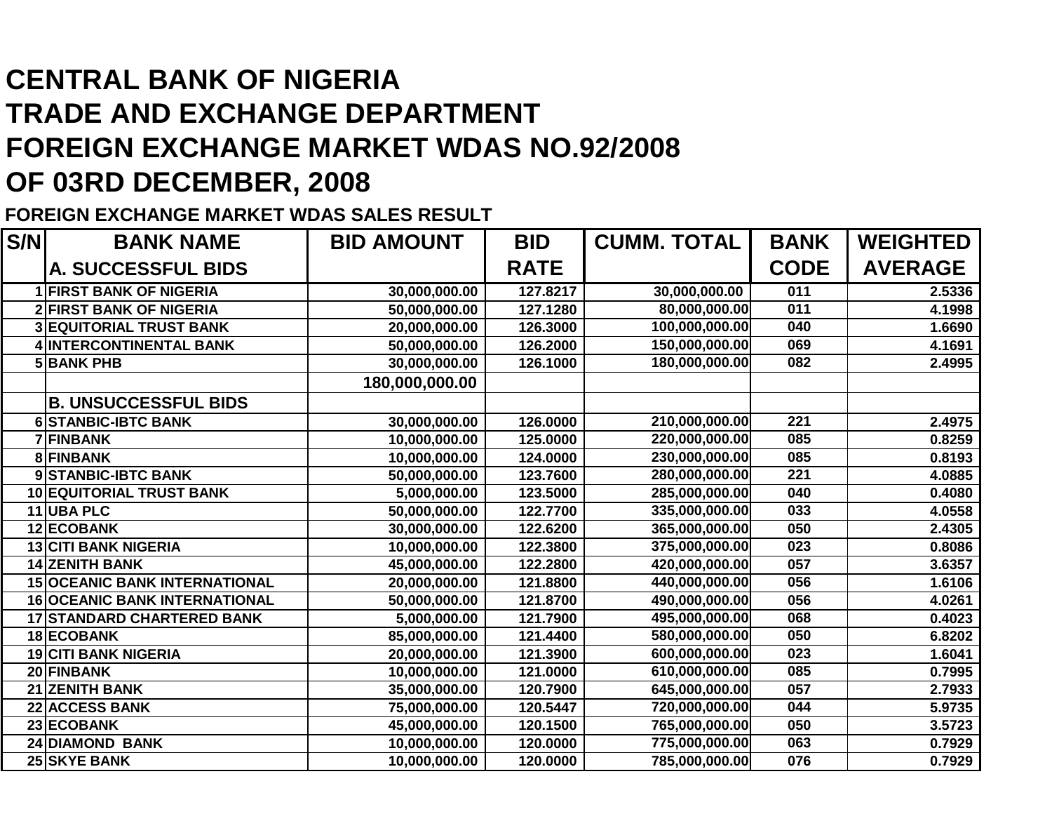# CENTRAL BANK OF NIGERIA
# TRADE AND EXCHANGE DEPARTMENT
# FOREIGN EXCHANGE MARKET WDAS NO.92/2008
# OF 03RD DECEMBER, 2008

**FOREIGN EXCHANGE MARKET WDAS SALES RESULT**

| S/N | BANK NAME | BID AMOUNT | BID RATE | CUMM. TOTAL | BANK CODE | WEIGHTED AVERAGE |
|---|---|---|---|---|---|---|
| | **A. SUCCESSFUL BIDS** | | | | | |
| 1 | FIRST BANK OF NIGERIA | 30,000,000.00 | 127.8217 | 30,000,000.00 | 011 | 2.5336 |
| 2 | FIRST BANK OF NIGERIA | 50,000,000.00 | 127.1280 | 80,000,000.00 | 011 | 4.1998 |
| 3 | EQUITORIAL TRUST BANK | 20,000,000.00 | 126.3000 | 100,000,000.00 | 040 | 1.6690 |
| 4 | INTERCONTINENTAL BANK | 50,000,000.00 | 126.2000 | 150,000,000.00 | 069 | 4.1691 |
| 5 | BANK PHB | 30,000,000.00 | 126.1000 | 180,000,000.00 | 082 | 2.4995 |
| | | 180,000,000.00 | | | | |
| | **B. UNSUCCESSFUL BIDS** | | | | | |
| 6 | STANBIC-IBTC BANK | 30,000,000.00 | 126.0000 | 210,000,000.00 | 221 | 2.4975 |
| 7 | FINBANK | 10,000,000.00 | 125.0000 | 220,000,000.00 | 085 | 0.8259 |
| 8 | FINBANK | 10,000,000.00 | 124.0000 | 230,000,000.00 | 085 | 0.8193 |
| 9 | STANBIC-IBTC BANK | 50,000,000.00 | 123.7600 | 280,000,000.00 | 221 | 4.0885 |
| 10 | EQUITORIAL TRUST BANK | 5,000,000.00 | 123.5000 | 285,000,000.00 | 040 | 0.4080 |
| 11 | UBA PLC | 50,000,000.00 | 122.7700 | 335,000,000.00 | 033 | 4.0558 |
| 12 | ECOBANK | 30,000,000.00 | 122.6200 | 365,000,000.00 | 050 | 2.4305 |
| 13 | CITI BANK NIGERIA | 10,000,000.00 | 122.3800 | 375,000,000.00 | 023 | 0.8086 |
| 14 | ZENITH BANK | 45,000,000.00 | 122.2800 | 420,000,000.00 | 057 | 3.6357 |
| 15 | OCEANIC BANK INTERNATIONAL | 20,000,000.00 | 121.8800 | 440,000,000.00 | 056 | 1.6106 |
| 16 | OCEANIC BANK INTERNATIONAL | 50,000,000.00 | 121.8700 | 490,000,000.00 | 056 | 4.0261 |
| 17 | STANDARD CHARTERED BANK | 5,000,000.00 | 121.7900 | 495,000,000.00 | 068 | 0.4023 |
| 18 | ECOBANK | 85,000,000.00 | 121.4400 | 580,000,000.00 | 050 | 6.8202 |
| 19 | CITI BANK NIGERIA | 20,000,000.00 | 121.3900 | 600,000,000.00 | 023 | 1.6041 |
| 20 | FINBANK | 10,000,000.00 | 121.0000 | 610,000,000.00 | 085 | 0.7995 |
| 21 | ZENITH BANK | 35,000,000.00 | 120.7900 | 645,000,000.00 | 057 | 2.7933 |
| 22 | ACCESS BANK | 75,000,000.00 | 120.5447 | 720,000,000.00 | 044 | 5.9735 |
| 23 | ECOBANK | 45,000,000.00 | 120.1500 | 765,000,000.00 | 050 | 3.5723 |
| 24 | DIAMOND BANK | 10,000,000.00 | 120.0000 | 775,000,000.00 | 063 | 0.7929 |
| 25 | SKYE BANK | 10,000,000.00 | 120.0000 | 785,000,000.00 | 076 | 0.7929 |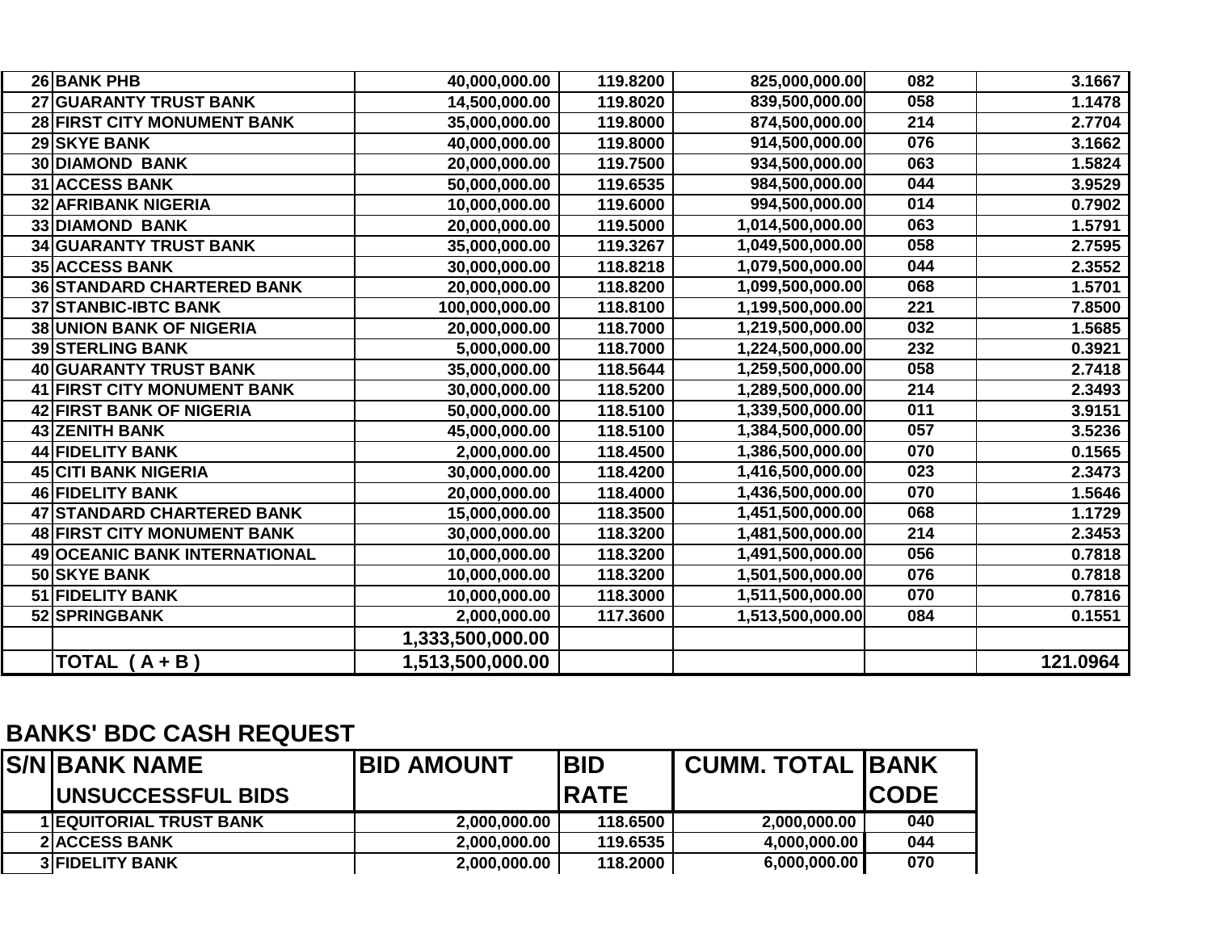| | | | | | | |
|---|---|---|---|---|---|---|
| 26 | BANK PHB | 40,000,000.00 | 119.8200 | 825,000,000.00 | 082 | 3.1667 |
| 27 | GUARANTY TRUST BANK | 14,500,000.00 | 119.8020 | 839,500,000.00 | 058 | 1.1478 |
| 28 | FIRST CITY MONUMENT BANK | 35,000,000.00 | 119.8000 | 874,500,000.00 | 214 | 2.7704 |
| 29 | SKYE BANK | 40,000,000.00 | 119.8000 | 914,500,000.00 | 076 | 3.1662 |
| 30 | DIAMOND BANK | 20,000,000.00 | 119.7500 | 934,500,000.00 | 063 | 1.5824 |
| 31 | ACCESS BANK | 50,000,000.00 | 119.6535 | 984,500,000.00 | 044 | 3.9529 |
| 32 | AFRIBANK NIGERIA | 10,000,000.00 | 119.6000 | 994,500,000.00 | 014 | 0.7902 |
| 33 | DIAMOND BANK | 20,000,000.00 | 119.5000 | 1,014,500,000.00 | 063 | 1.5791 |
| 34 | GUARANTY TRUST BANK | 35,000,000.00 | 119.3267 | 1,049,500,000.00 | 058 | 2.7595 |
| 35 | ACCESS BANK | 30,000,000.00 | 118.8218 | 1,079,500,000.00 | 044 | 2.3552 |
| 36 | STANDARD CHARTERED BANK | 20,000,000.00 | 118.8200 | 1,099,500,000.00 | 068 | 1.5701 |
| 37 | STANBIC-IBTC BANK | 100,000,000.00 | 118.8100 | 1,199,500,000.00 | 221 | 7.8500 |
| 38 | UNION BANK OF NIGERIA | 20,000,000.00 | 118.7000 | 1,219,500,000.00 | 032 | 1.5685 |
| 39 | STERLING BANK | 5,000,000.00 | 118.7000 | 1,224,500,000.00 | 232 | 0.3921 |
| 40 | GUARANTY TRUST BANK | 35,000,000.00 | 118.5644 | 1,259,500,000.00 | 058 | 2.7418 |
| 41 | FIRST CITY MONUMENT BANK | 30,000,000.00 | 118.5200 | 1,289,500,000.00 | 214 | 2.3493 |
| 42 | FIRST BANK OF NIGERIA | 50,000,000.00 | 118.5100 | 1,339,500,000.00 | 011 | 3.9151 |
| 43 | ZENITH BANK | 45,000,000.00 | 118.5100 | 1,384,500,000.00 | 057 | 3.5236 |
| 44 | FIDELITY BANK | 2,000,000.00 | 118.4500 | 1,386,500,000.00 | 070 | 0.1565 |
| 45 | CITI BANK NIGERIA | 30,000,000.00 | 118.4200 | 1,416,500,000.00 | 023 | 2.3473 |
| 46 | FIDELITY BANK | 20,000,000.00 | 118.4000 | 1,436,500,000.00 | 070 | 1.5646 |
| 47 | STANDARD CHARTERED BANK | 15,000,000.00 | 118.3500 | 1,451,500,000.00 | 068 | 1.1729 |
| 48 | FIRST CITY MONUMENT BANK | 30,000,000.00 | 118.3200 | 1,481,500,000.00 | 214 | 2.3453 |
| 49 | OCEANIC BANK INTERNATIONAL | 10,000,000.00 | 118.3200 | 1,491,500,000.00 | 056 | 0.7818 |
| 50 | SKYE BANK | 10,000,000.00 | 118.3200 | 1,501,500,000.00 | 076 | 0.7818 |
| 51 | FIDELITY BANK | 10,000,000.00 | 118.3000 | 1,511,500,000.00 | 070 | 0.7816 |
| 52 | SPRINGBANK | 2,000,000.00 | 117.3600 | 1,513,500,000.00 | 084 | 0.1551 |
| | | 1,333,500,000.00 | | | | |
| | TOTAL ( A + B ) | 1,513,500,000.00 | | | | 121.0964 |

## BANKS' BDC CASH REQUEST

| S/N | BANK NAME UNSUCCESSFUL BIDS | BID AMOUNT | BID RATE | CUMM. TOTAL | BANK CODE |
|---|---|---|---|---|---|
| 1 | EQUITORIAL TRUST BANK | 2,000,000.00 | 118.6500 | 2,000,000.00 | 040 |
| 2 | ACCESS BANK | 2,000,000.00 | 119.6535 | 4,000,000.00 | 044 |
| 3 | FIDELITY BANK | 2,000,000.00 | 118.2000 | 6,000,000.00 | 070 |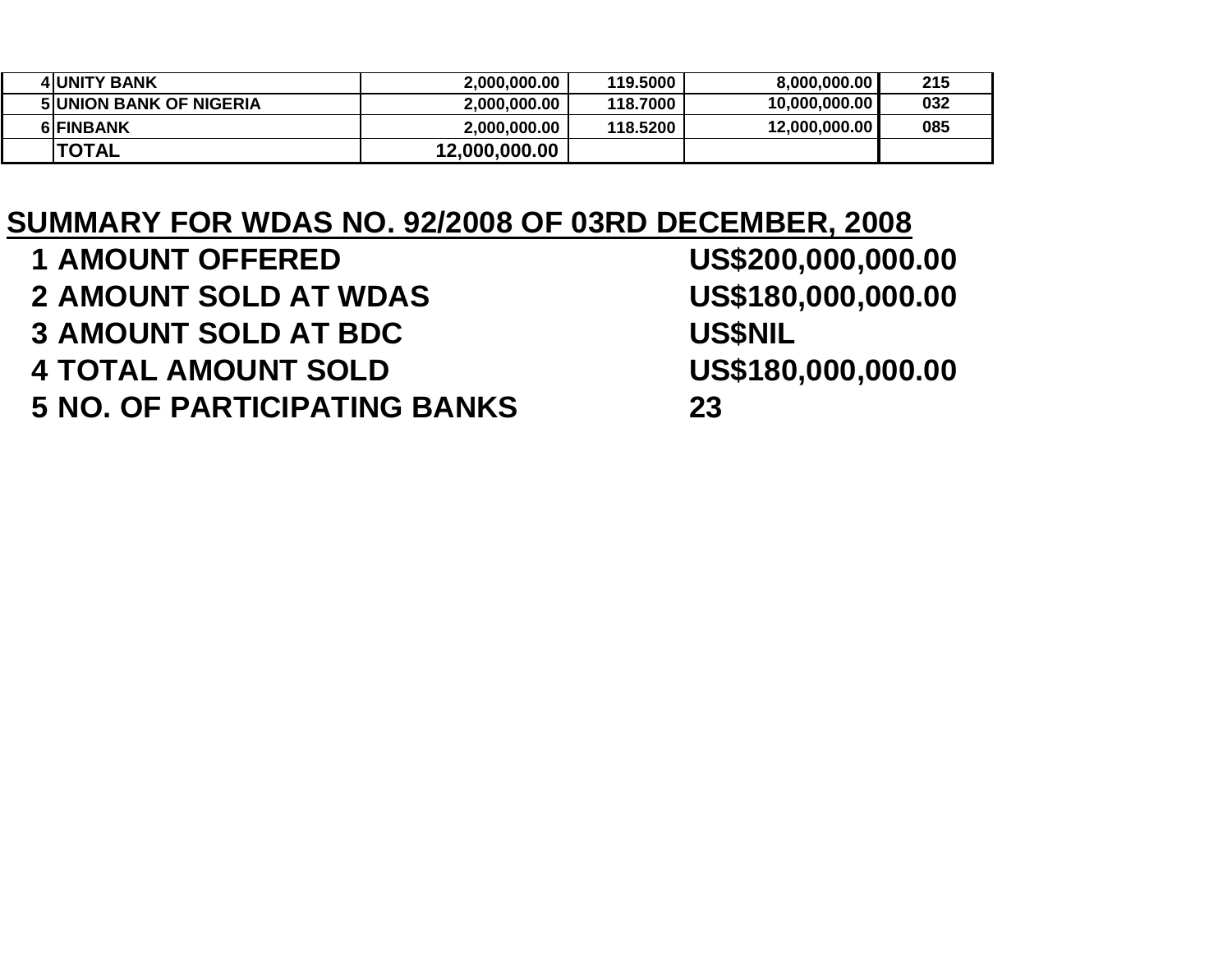| | | | | | |
|---|---|---|---|---|---|
| 4 | UNITY BANK | 2,000,000.00 | 119.5000 | 8,000,000.00 | 215 |
| 5 | UNION BANK OF NIGERIA | 2,000,000.00 | 118.7000 | 10,000,000.00 | 032 |
| 6 | FINBANK | 2,000,000.00 | 118.5200 | 12,000,000.00 | 085 |
| | TOTAL | 12,000,000.00 | | | |

## SUMMARY FOR WDAS NO. 92/2008 OF 03RD DECEMBER, 2008

| | | |
|---|---|---|
| 1 | AMOUNT OFFERED | US$200,000,000.00 |
| 2 | AMOUNT SOLD AT WDAS | US$180,000,000.00 |
| 3 | AMOUNT SOLD AT BDC | US$NIL |
| 4 | TOTAL AMOUNT SOLD | US$180,000,000.00 |
| 5 | NO. OF PARTICIPATING BANKS | 23 |